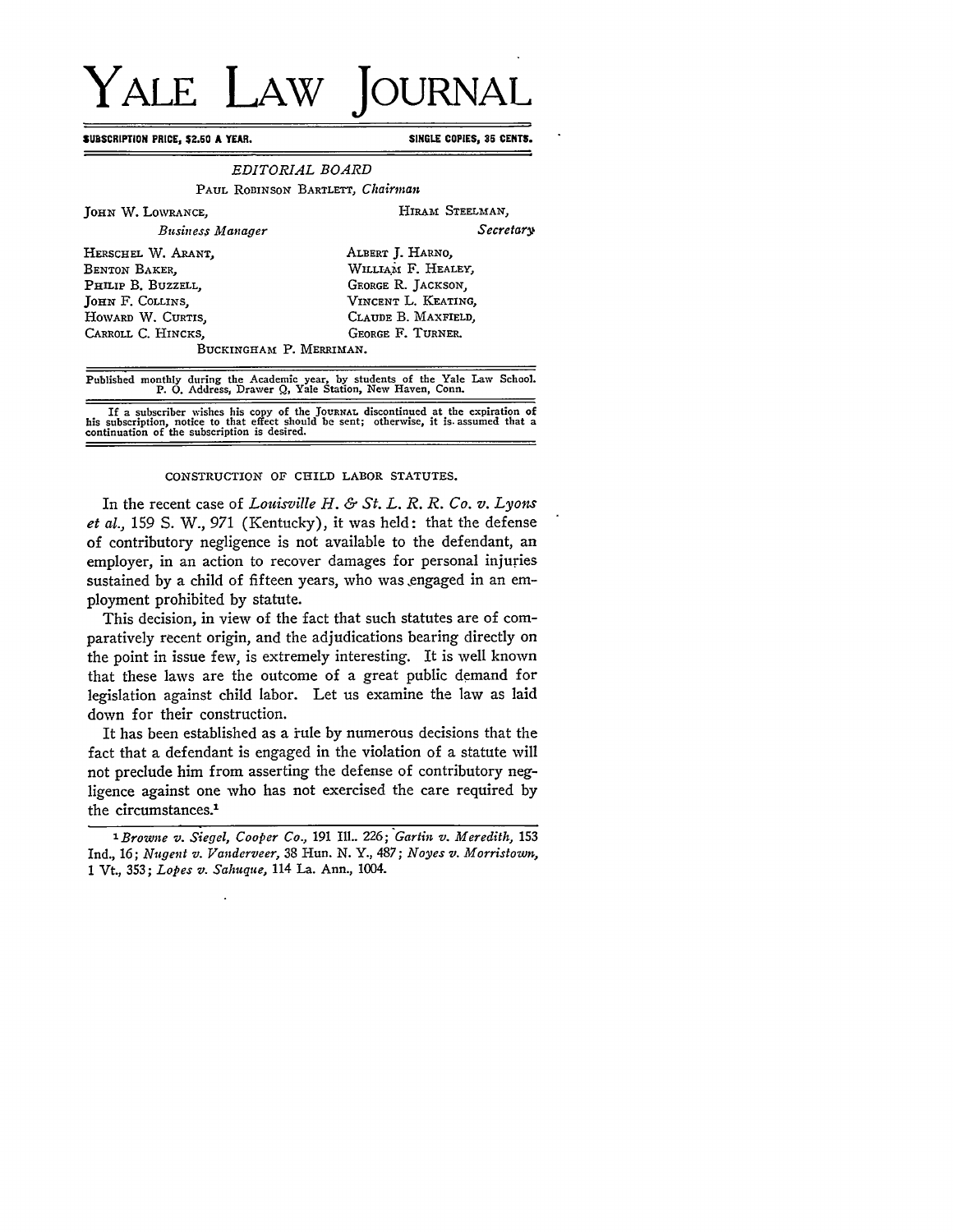# YALE LAW JOURNAL

**SUBSCRIPTION PRICE, $2.50 A YEAR.** **SINGLE COPIES, 35 CENTS.**

*EDITORIAL BOARD*

PAUL ROBINSON BARTLETT, *Chairman*

JOHN W. LOWRANCE, *Business Manager*

HIRAM STEELMAN, *Secretary*

HERSCHEL W. ARANT,
BENTON BAKER,
PHILIP B. BUZZELL,
JOHN F. COLLINS,
HOWARD W. CURTIS,
CARROLL C. HINCKS,
ALBERT J. HARNO,
WILLIAM F. HEALEY,
GEORGE R. JACKSON,
VINCENT L. KEATING,
CLAUDE B. MAXFIELD,
GEORGE F. TURNER.
BUCKINGHAM P. MERRIMAN.

Published monthly during the Academic year, by students of the Yale Law School. P. O. Address, Drawer Q, Yale Station, New Haven, Conn.

If a subscriber wishes his copy of the JOURNAL discontinued at the expiration of his subscription, notice to that effect should be sent; otherwise, it is assumed that a continuation of the subscription is desired.

## CONSTRUCTION OF CHILD LABOR STATUTES.

In the recent case of *Louisville H. & St. L. R. R. Co. v. Lyons et al.*, 159 S. W., 971 (Kentucky), it was held: that the defense of contributory negligence is not available to the defendant, an employer, in an action to recover damages for personal injuries sustained by a child of fifteen years, who was engaged in an employment prohibited by statute.

This decision, in view of the fact that such statutes are of comparatively recent origin, and the adjudications bearing directly on the point in issue few, is extremely interesting. It is well known that these laws are the outcome of a great public demand for legislation against child labor. Let us examine the law as laid down for their construction.

It has been established as a rule by numerous decisions that the fact that a defendant is engaged in the violation of a statute will not preclude him from asserting the defense of contributory negligence against one who has not exercised the care required by the circumstances.[1]

---

[1] *Browne v. Siegel, Cooper Co.*, 191 Ill.. 226; *Gartin v. Meredith*, 153 Ind., 16; *Nugent v. Vanderveer*, 38 Hun. N. Y., 487; *Noyes v. Morristown*, 1 Vt., 353; *Lopes v. Sahuque*, 114 La. Ann., 1004.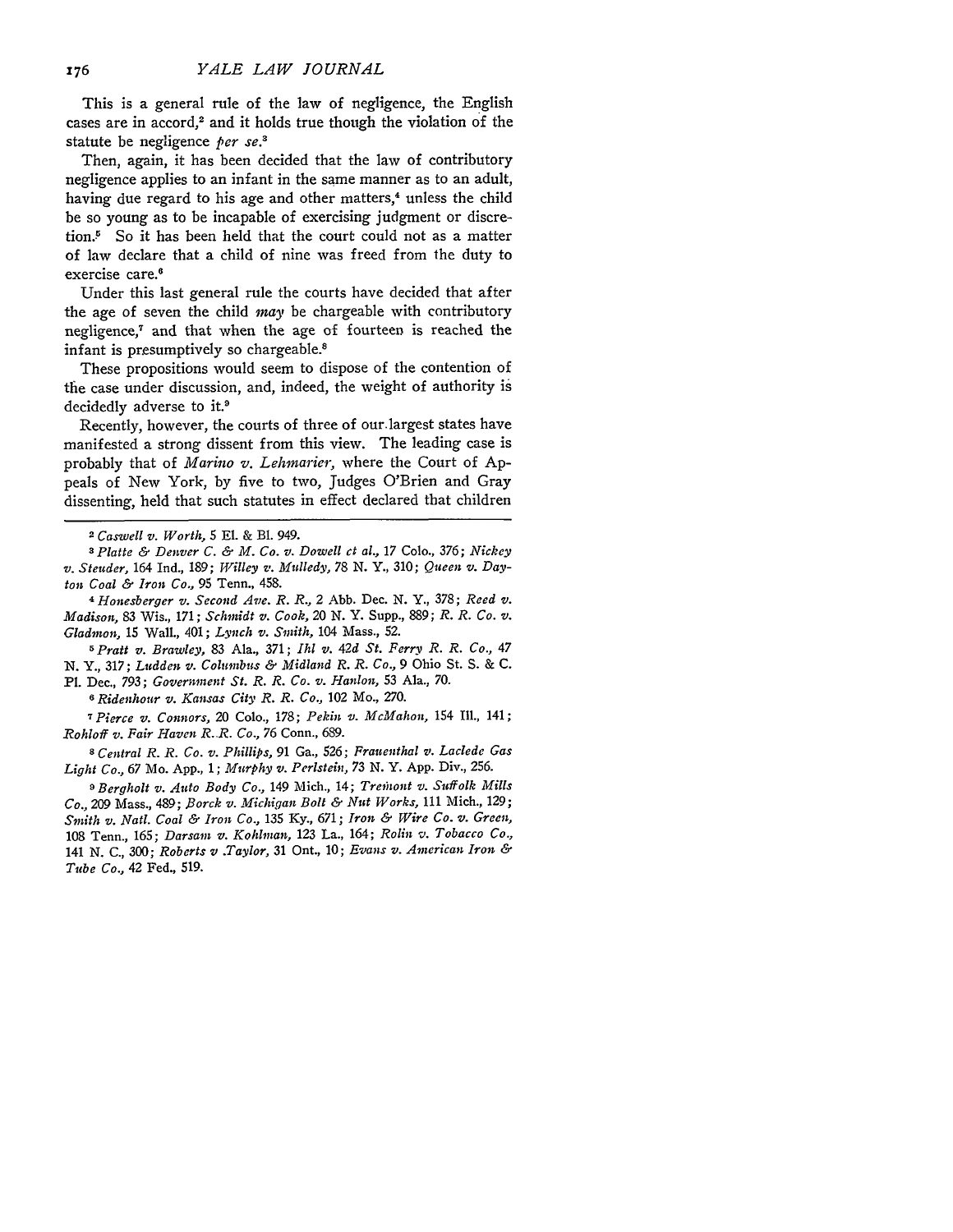This is a general rule of the law of negligence, the English cases are in accord,[2] and it holds true though the violation of the statute be negligence *per se*.[3]

Then, again, it has been decided that the law of contributory negligence applies to an infant in the same manner as to an adult, having due regard to his age and other matters,[4] unless the child be so young as to be incapable of exercising judgment or discretion.[5] So it has been held that the court could not as a matter of law declare that a child of nine was freed from the duty to exercise care.[6]

Under this last general rule the courts have decided that after the age of seven the child *may* be chargeable with contributory negligence,[7] and that when the age of fourteen is reached the infant is presumptively so chargeable.[8]

These propositions would seem to dispose of the contention of the case under discussion, and, indeed, the weight of authority is decidedly adverse to it.[9]

Recently, however, the courts of three of our largest states have manifested a strong dissent from this view. The leading case is probably that of *Marino v. Lehmarier*, where the Court of Appeals of New York, by five to two, Judges O'Brien and Gray dissenting, held that such statutes in effect declared that children

---

[2] *Caswell v. Worth*, 5 El. & Bl. 949.

[3] *Platte & Denver C. & M. Co. v. Dowell et al.*, 17 Colo., 376; *Nickey v. Steuder*, 164 Ind., 189; *Willey v. Mulledy*, 78 N. Y., 310; *Queen v. Dayton Coal & Iron Co.*, 95 Tenn., 458.

[4] *Honesberger v. Second Ave. R. R.*, 2 Abb. Dec. N. Y., 378; *Reed v. Madison*, 83 Wis., 171; *Schmidt v. Cook*, 20 N. Y. Supp., 889; *R. R. Co. v. Gladmon*, 15 Wall., 401; *Lynch v. Smith*, 104 Mass., 52.

[5] *Pratt v. Brawley*, 83 Ala., 371; *Ihl v. 42d St. Ferry R. R. Co.*, 47 N. Y., 317; *Ludden v. Columbus & Midland R. R. Co.*, 9 Ohio St. S. & C. Pl. Dec., 793; *Government St. R. R. Co. v. Hanlon*, 53 Ala., 70.

[6] *Ridenhour v. Kansas City R. R. Co.*, 102 Mo., 270.

[7] *Pierce v. Connors*, 20 Colo., 178; *Pekin v. McMahon*, 154 Ill., 141; *Rohloff v. Fair Haven R. R. Co.*, 76 Conn., 689.

[8] *Central R. R. Co. v. Phillips*, 91 Ga., 526; *Frauenthal v. Laclede Gas Light Co.*, 67 Mo. App., 1; *Murphy v. Perlstein*, 73 N. Y. App. Div., 256.

[9] *Bergholt v. Auto Body Co.*, 149 Mich., 14; *Tremont v. Suffolk Mills Co.*, 209 Mass., 489; *Borck v. Michigan Bolt & Nut Works*, 111 Mich., 129; *Smith v. Natl. Coal & Iron Co.*, 135 Ky., 671; *Iron & Wire Co. v. Green*, 108 Tenn., 165; *Darsam v. Kohlman*, 123 La., 164; *Rolin v. Tobacco Co.*, 141 N. C., 300; *Roberts v. Taylor*, 31 Ont., 10; *Evans v. American Iron & Tube Co.*, 42 Fed., 519.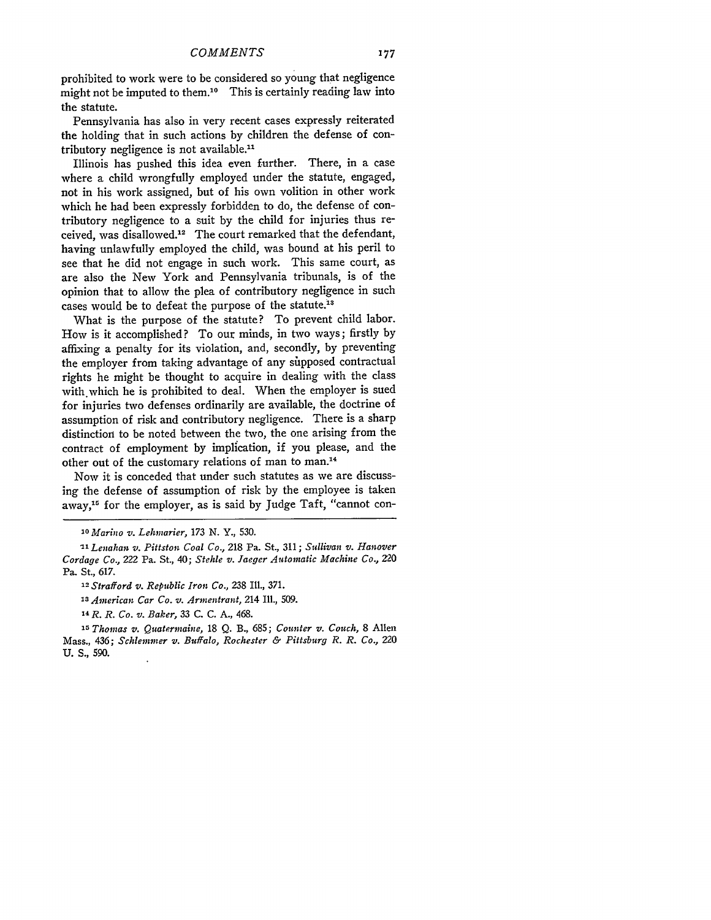prohibited to work were to be considered so young that negligence might not be imputed to them.[10] This is certainly reading law into the statute.

Pennsylvania has also in very recent cases expressly reiterated the holding that in such actions by children the defense of contributory negligence is not available.[11]

Illinois has pushed this idea even further. There, in a case where a child wrongfully employed under the statute, engaged, not in his work assigned, but of his own volition in other work which he had been expressly forbidden to do, the defense of contributory negligence to a suit by the child for injuries thus received, was disallowed.[12] The court remarked that the defendant, having unlawfully employed the child, was bound at his peril to see that he did not engage in such work. This same court, as are also the New York and Pennsylvania tribunals, is of the opinion that to allow the plea of contributory negligence in such cases would be to defeat the purpose of the statute.[13]

What is the purpose of the statute? To prevent child labor. How is it accomplished? To our minds, in two ways; firstly by affixing a penalty for its violation, and, secondly, by preventing the employer from taking advantage of any supposed contractual rights he might be thought to acquire in dealing with the class with which he is prohibited to deal. When the employer is sued for injuries two defenses ordinarily are available, the doctrine of assumption of risk and contributory negligence. There is a sharp distinction to be noted between the two, the one arising from the contract of employment by implication, if you please, and the other out of the customary relations of man to man.[14]

Now it is conceded that under such statutes as we are discussing the defense of assumption of risk by the employee is taken away,[15] for the employer, as is said by Judge Taft, "cannot con-

---

[10] *Marino v. Lehmarier,* 173 N. Y., 530.

[11] *Lenahan v. Pittston Coal Co.,* 218 Pa. St., 311; *Sullivan v. Hanover Cordage Co.,* 222 Pa. St., 40; *Stehle v. Jaeger Automatic Machine Co.,* 220 Pa. St., 617.

[12] *Strafford v. Republic Iron Co.,* 238 Ill., 371.

[13] *American Car Co. v. Armentrant,* 214 Ill., 509.

[14] *R. R. Co. v. Baker,* 33 C. C. A., 468.

[15] *Thomas v. Quatermaine,* 18 Q. B., 685; *Counter v. Couch,* 8 Allen Mass., 436; *Schlemmer v. Buffalo, Rochester & Pittsburg R. R. Co.,* 220 U. S., 590.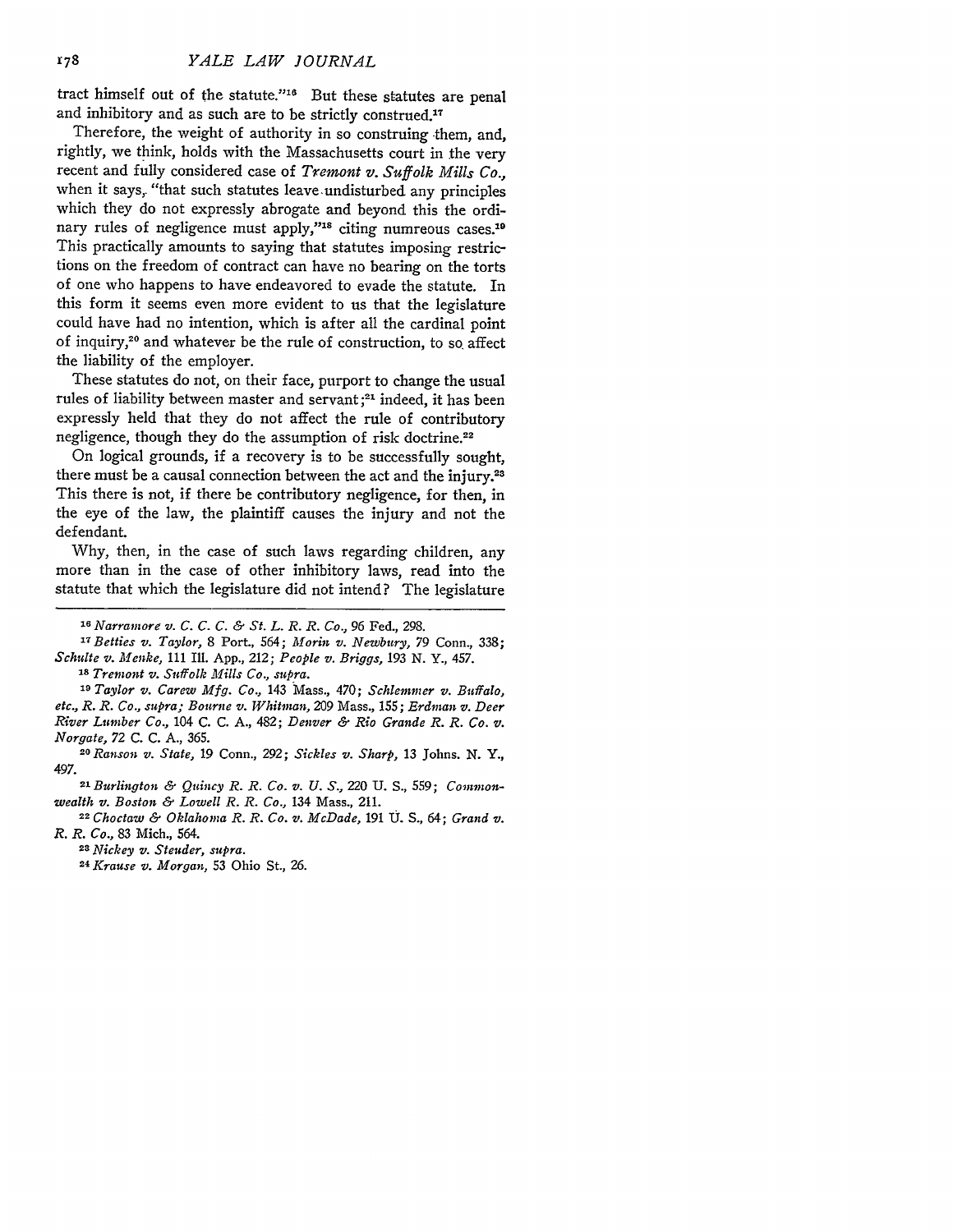tract himself out of the statute."[16] But these statutes are penal and inhibitory and as such are to be strictly construed.[17]

Therefore, the weight of authority in so construing them, and, rightly, we think, holds with the Massachusetts court in the very recent and fully considered case of *Tremont v. Suffolk Mills Co.*, when it says, "that such statutes leave undisturbed any principles which they do not expressly abrogate and beyond this the ordinary rules of negligence must apply,"[18] citing numreous cases.[19] This practically amounts to saying that statutes imposing restrictions on the freedom of contract can have no bearing on the torts of one who happens to have endeavored to evade the statute. In this form it seems even more evident to us that the legislature could have had no intention, which is after all the cardinal point of inquiry,[20] and whatever be the rule of construction, to so affect the liability of the employer.

These statutes do not, on their face, purport to change the usual rules of liability between master and servant;[21] indeed, it has been expressly held that they do not affect the rule of contributory negligence, though they do the assumption of risk doctrine.[22]

On logical grounds, if a recovery is to be successfully sought, there must be a causal connection between the act and the injury.[23] This there is not, if there be contributory negligence, for then, in the eye of the law, the plaintiff causes the injury and not the defendant.

Why, then, in the case of such laws regarding children, any more than in the case of other inhibitory laws, read into the statute that which the legislature did not intend? The legislature

---

[16] *Narramore v. C. C. C. & St. L. R. R. Co.*, 96 Fed., 298.

[17] *Betties v. Taylor*, 8 Port., 564; *Morin v. Newbury*, 79 Conn., 338; *Schulte v. Menke*, 111 Ill. App., 212; *People v. Briggs*, 193 N. Y., 457.

[18] *Tremont v. Suffolk Mills Co.*, *supra*.

[19] *Taylor v. Carew Mfg. Co.*, 143 Mass., 470; *Schlemmer v. Buffalo, etc., R. R. Co.*, *supra*; *Bourne v. Whitman*, 209 Mass., 155; *Erdman v. Deer River Lumber Co.*, 104 C. C. A., 482; *Denver & Rio Grande R. R. Co. v. Norgate*, 72 C. C. A., 365.

[20] *Ranson v. State*, 19 Conn., 292; *Sickles v. Sharp*, 13 Johns. N. Y., 497.

[21] *Burlington & Quincy R. R. Co. v. U. S.*, 220 U. S., 559; *Commonwealth v. Boston & Lowell R. R. Co.*, 134 Mass., 211.

[22] *Choctaw & Oklahoma R. R. Co. v. McDade*, 191 U. S., 64; *Grand v. R. R. Co.*, 83 Mich., 564.

[23] *Nickey v. Steuder*, *supra*.

[24] *Krause v. Morgan*, 53 Ohio St., 26.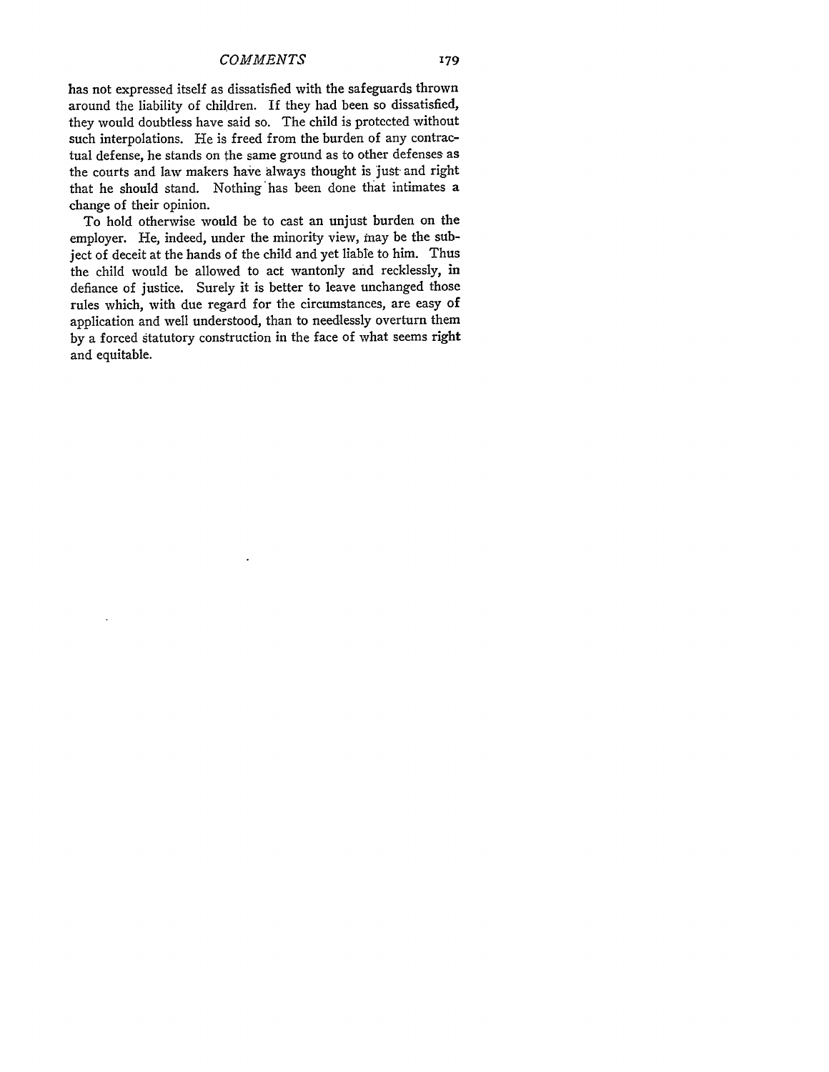has not expressed itself as dissatisfied with the safeguards thrown around the liability of children. If they had been so dissatisfied, they would doubtless have said so. The child is protected without such interpolations. He is freed from the burden of any contractual defense, he stands on the same ground as to other defenses as the courts and law makers have always thought is just and right that he should stand. Nothing has been done that intimates a change of their opinion.

To hold otherwise would be to cast an unjust burden on the employer. He, indeed, under the minority view, may be the subject of deceit at the hands of the child and yet liable to him. Thus the child would be allowed to act wantonly and recklessly, in defiance of justice. Surely it is better to leave unchanged those rules which, with due regard for the circumstances, are easy of application and well understood, than to needlessly overturn them by a forced statutory construction in the face of what seems right and equitable.